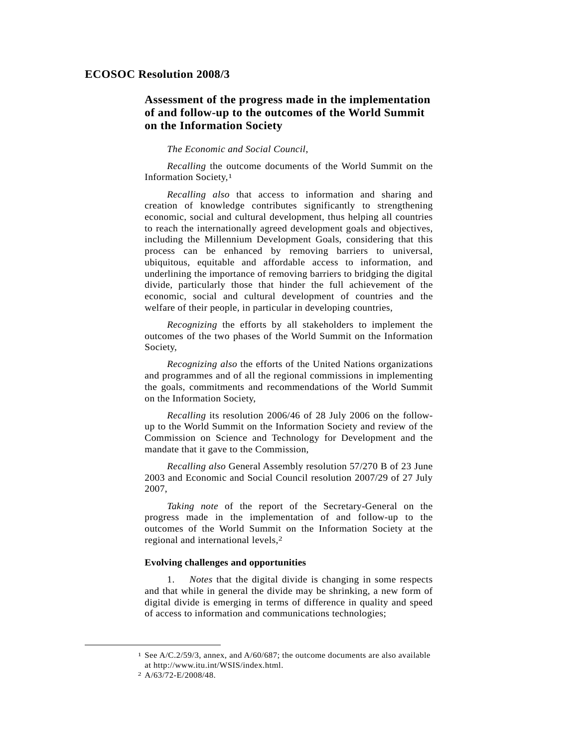# ECOSOC Resolution 2008/3

## Assessment of the progress made in the implementation of and follow-up to the outcomes of the World Summit on the Information Society

*The Economic and Social Council*,

*Recalling* the outcome documents of the World Summit on the Information Society,[1]

*Recalling also* that access to information and sharing and creation of knowledge contributes significantly to strengthening economic, social and cultural development, thus helping all countries to reach the internationally agreed development goals and objectives, including the Millennium Development Goals, considering that this process can be enhanced by removing barriers to universal, ubiquitous, equitable and affordable access to information, and underlining the importance of removing barriers to bridging the digital divide, particularly those that hinder the full achievement of the economic, social and cultural development of countries and the welfare of their people, in particular in developing countries,

*Recognizing* the efforts by all stakeholders to implement the outcomes of the two phases of the World Summit on the Information Society,

*Recognizing also* the efforts of the United Nations organizations and programmes and of all the regional commissions in implementing the goals, commitments and recommendations of the World Summit on the Information Society,

*Recalling* its resolution 2006/46 of 28 July 2006 on the follow-up to the World Summit on the Information Society and review of the Commission on Science and Technology for Development and the mandate that it gave to the Commission,

*Recalling also* General Assembly resolution 57/270 B of 23 June 2003 and Economic and Social Council resolution 2007/29 of 27 July 2007,

*Taking note* of the report of the Secretary-General on the progress made in the implementation of and follow-up to the outcomes of the World Summit on the Information Society at the regional and international levels,[2]

**Evolving challenges and opportunities**

1. *Notes* that the digital divide is changing in some respects and that while in general the divide may be shrinking, a new form of digital divide is emerging in terms of difference in quality and speed of access to information and communications technologies;

---

[1] See A/C.2/59/3, annex, and A/60/687; the outcome documents are also available at http://www.itu.int/WSIS/index.html.

[2] A/63/72-E/2008/48.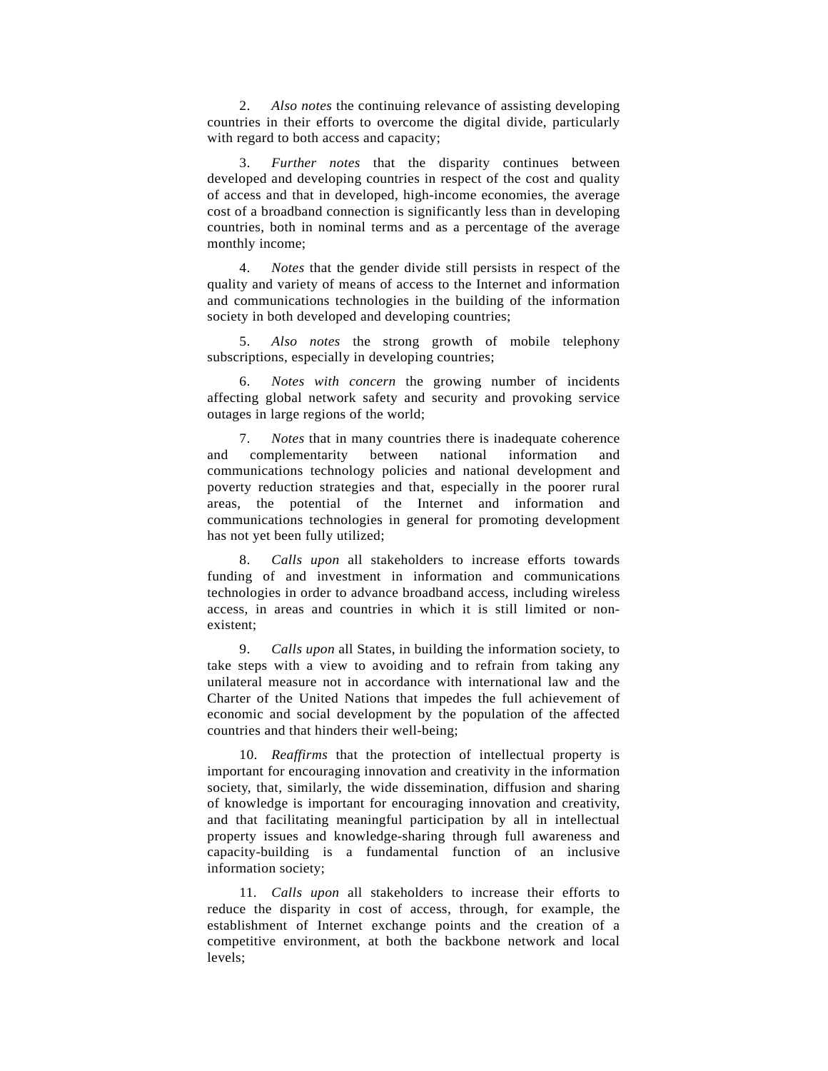2. *Also notes* the continuing relevance of assisting developing countries in their efforts to overcome the digital divide, particularly with regard to both access and capacity;

3. *Further notes* that the disparity continues between developed and developing countries in respect of the cost and quality of access and that in developed, high-income economies, the average cost of a broadband connection is significantly less than in developing countries, both in nominal terms and as a percentage of the average monthly income;

4. *Notes* that the gender divide still persists in respect of the quality and variety of means of access to the Internet and information and communications technologies in the building of the information society in both developed and developing countries;

5. *Also notes* the strong growth of mobile telephony subscriptions, especially in developing countries;

6. *Notes with concern* the growing number of incidents affecting global network safety and security and provoking service outages in large regions of the world;

7. *Notes* that in many countries there is inadequate coherence and complementarity between national information and communications technology policies and national development and poverty reduction strategies and that, especially in the poorer rural areas, the potential of the Internet and information and communications technologies in general for promoting development has not yet been fully utilized;

8. *Calls upon* all stakeholders to increase efforts towards funding of and investment in information and communications technologies in order to advance broadband access, including wireless access, in areas and countries in which it is still limited or non-existent;

9. *Calls upon* all States, in building the information society, to take steps with a view to avoiding and to refrain from taking any unilateral measure not in accordance with international law and the Charter of the United Nations that impedes the full achievement of economic and social development by the population of the affected countries and that hinders their well-being;

10. *Reaffirms* that the protection of intellectual property is important for encouraging innovation and creativity in the information society, that, similarly, the wide dissemination, diffusion and sharing of knowledge is important for encouraging innovation and creativity, and that facilitating meaningful participation by all in intellectual property issues and knowledge-sharing through full awareness and capacity-building is a fundamental function of an inclusive information society;

11. *Calls upon* all stakeholders to increase their efforts to reduce the disparity in cost of access, through, for example, the establishment of Internet exchange points and the creation of a competitive environment, at both the backbone network and local levels;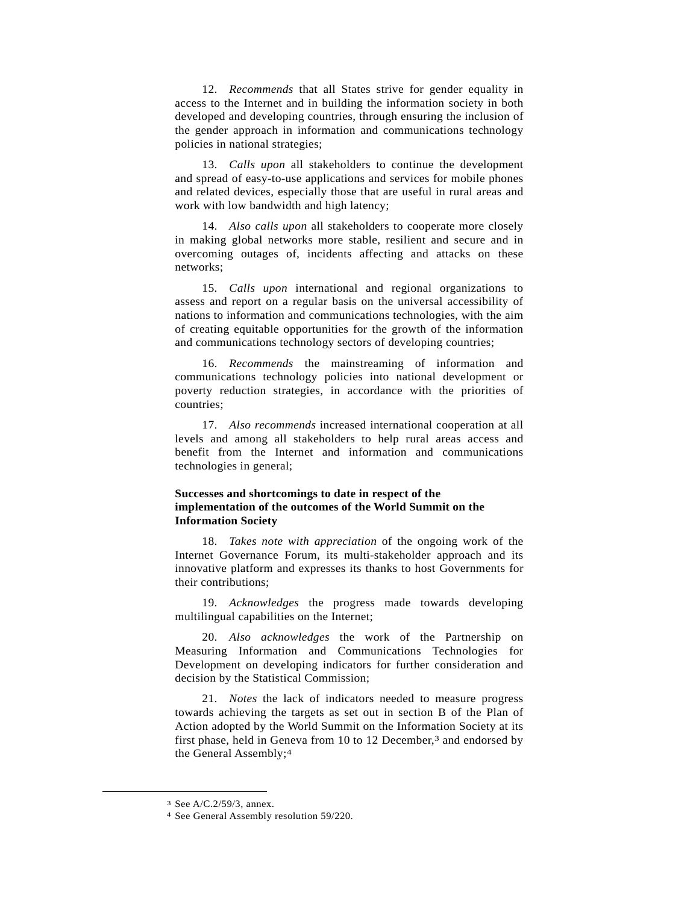12. *Recommends* that all States strive for gender equality in access to the Internet and in building the information society in both developed and developing countries, through ensuring the inclusion of the gender approach in information and communications technology policies in national strategies;

13. *Calls upon* all stakeholders to continue the development and spread of easy-to-use applications and services for mobile phones and related devices, especially those that are useful in rural areas and work with low bandwidth and high latency;

14. *Also calls upon* all stakeholders to cooperate more closely in making global networks more stable, resilient and secure and in overcoming outages of, incidents affecting and attacks on these networks;

15. *Calls upon* international and regional organizations to assess and report on a regular basis on the universal accessibility of nations to information and communications technologies, with the aim of creating equitable opportunities for the growth of the information and communications technology sectors of developing countries;

16. *Recommends* the mainstreaming of information and communications technology policies into national development or poverty reduction strategies, in accordance with the priorities of countries;

17. *Also recommends* increased international cooperation at all levels and among all stakeholders to help rural areas access and benefit from the Internet and information and communications technologies in general;

**Successes and shortcomings to date in respect of the implementation of the outcomes of the World Summit on the Information Society**

18. *Takes note with appreciation* of the ongoing work of the Internet Governance Forum, its multi-stakeholder approach and its innovative platform and expresses its thanks to host Governments for their contributions;

19. *Acknowledges* the progress made towards developing multilingual capabilities on the Internet;

20. *Also acknowledges* the work of the Partnership on Measuring Information and Communications Technologies for Development on developing indicators for further consideration and decision by the Statistical Commission;

21. *Notes* the lack of indicators needed to measure progress towards achieving the targets as set out in section B of the Plan of Action adopted by the World Summit on the Information Society at its first phase, held in Geneva from 10 to 12 December,[3] and endorsed by the General Assembly;[4]

---

[3] See A/C.2/59/3, annex.

[4] See General Assembly resolution 59/220.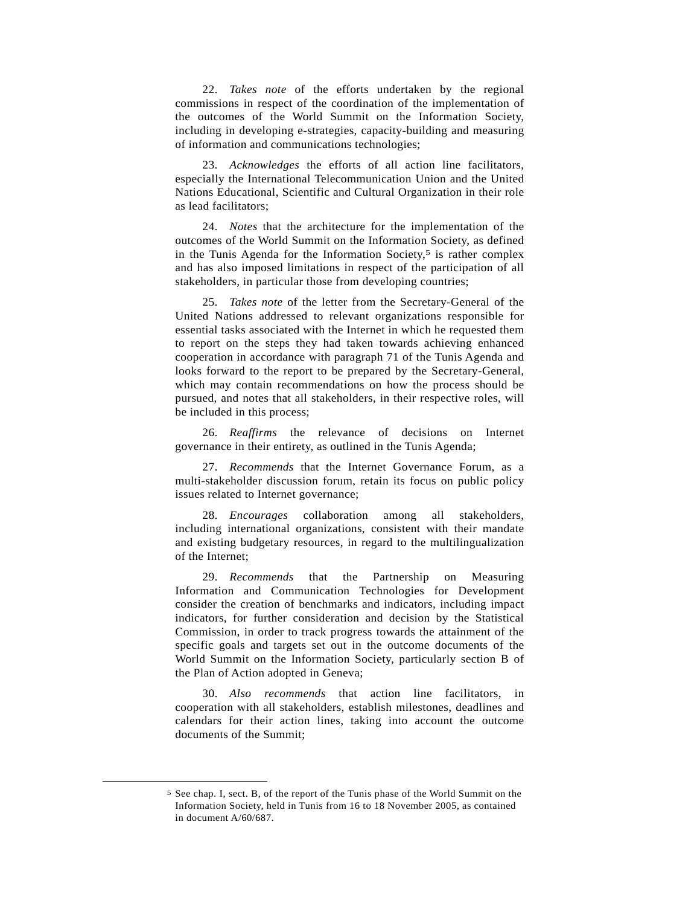22. *Takes note* of the efforts undertaken by the regional commissions in respect of the coordination of the implementation of the outcomes of the World Summit on the Information Society, including in developing e-strategies, capacity-building and measuring of information and communications technologies;

23. *Acknowledges* the efforts of all action line facilitators, especially the International Telecommunication Union and the United Nations Educational, Scientific and Cultural Organization in their role as lead facilitators;

24. *Notes* that the architecture for the implementation of the outcomes of the World Summit on the Information Society, as defined in the Tunis Agenda for the Information Society,[5] is rather complex and has also imposed limitations in respect of the participation of all stakeholders, in particular those from developing countries;

25. *Takes note* of the letter from the Secretary-General of the United Nations addressed to relevant organizations responsible for essential tasks associated with the Internet in which he requested them to report on the steps they had taken towards achieving enhanced cooperation in accordance with paragraph 71 of the Tunis Agenda and looks forward to the report to be prepared by the Secretary-General, which may contain recommendations on how the process should be pursued, and notes that all stakeholders, in their respective roles, will be included in this process;

26. *Reaffirms* the relevance of decisions on Internet governance in their entirety, as outlined in the Tunis Agenda;

27. *Recommends* that the Internet Governance Forum, as a multi-stakeholder discussion forum, retain its focus on public policy issues related to Internet governance;

28. *Encourages* collaboration among all stakeholders, including international organizations, consistent with their mandate and existing budgetary resources, in regard to the multilingualization of the Internet;

29. *Recommends* that the Partnership on Measuring Information and Communication Technologies for Development consider the creation of benchmarks and indicators, including impact indicators, for further consideration and decision by the Statistical Commission, in order to track progress towards the attainment of the specific goals and targets set out in the outcome documents of the World Summit on the Information Society, particularly section B of the Plan of Action adopted in Geneva;

30. *Also recommends* that action line facilitators, in cooperation with all stakeholders, establish milestones, deadlines and calendars for their action lines, taking into account the outcome documents of the Summit;

---

[5] See chap. I, sect. B, of the report of the Tunis phase of the World Summit on the Information Society, held in Tunis from 16 to 18 November 2005, as contained in document A/60/687.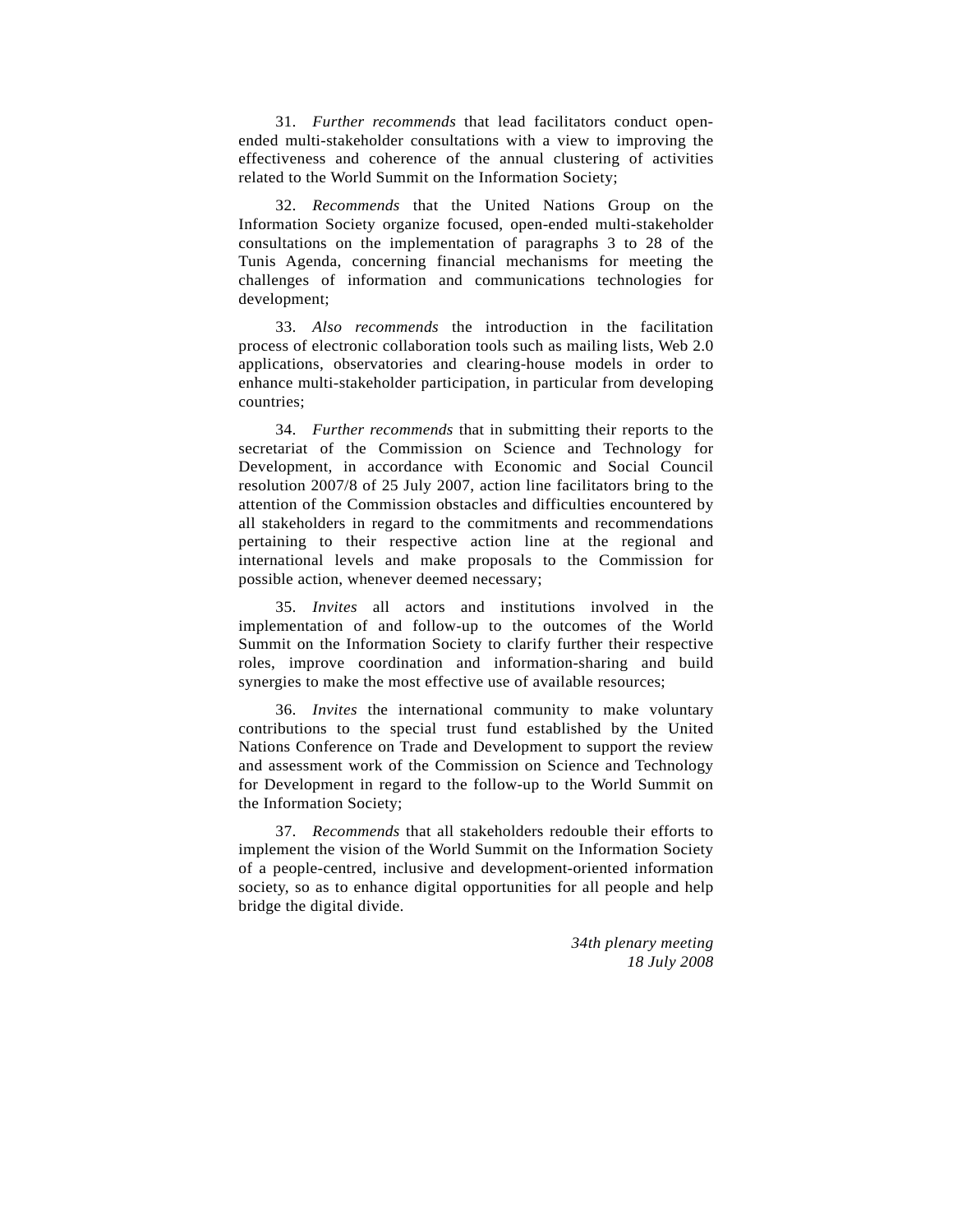31. *Further recommends* that lead facilitators conduct open-ended multi-stakeholder consultations with a view to improving the effectiveness and coherence of the annual clustering of activities related to the World Summit on the Information Society;

32. *Recommends* that the United Nations Group on the Information Society organize focused, open-ended multi-stakeholder consultations on the implementation of paragraphs 3 to 28 of the Tunis Agenda, concerning financial mechanisms for meeting the challenges of information and communications technologies for development;

33. *Also recommends* the introduction in the facilitation process of electronic collaboration tools such as mailing lists, Web 2.0 applications, observatories and clearing-house models in order to enhance multi-stakeholder participation, in particular from developing countries;

34. *Further recommends* that in submitting their reports to the secretariat of the Commission on Science and Technology for Development, in accordance with Economic and Social Council resolution 2007/8 of 25 July 2007, action line facilitators bring to the attention of the Commission obstacles and difficulties encountered by all stakeholders in regard to the commitments and recommendations pertaining to their respective action line at the regional and international levels and make proposals to the Commission for possible action, whenever deemed necessary;

35. *Invites* all actors and institutions involved in the implementation of and follow-up to the outcomes of the World Summit on the Information Society to clarify further their respective roles, improve coordination and information-sharing and build synergies to make the most effective use of available resources;

36. *Invites* the international community to make voluntary contributions to the special trust fund established by the United Nations Conference on Trade and Development to support the review and assessment work of the Commission on Science and Technology for Development in regard to the follow-up to the World Summit on the Information Society;

37. *Recommends* that all stakeholders redouble their efforts to implement the vision of the World Summit on the Information Society of a people-centred, inclusive and development-oriented information society, so as to enhance digital opportunities for all people and help bridge the digital divide.

*34th plenary meeting*
*18 July 2008*